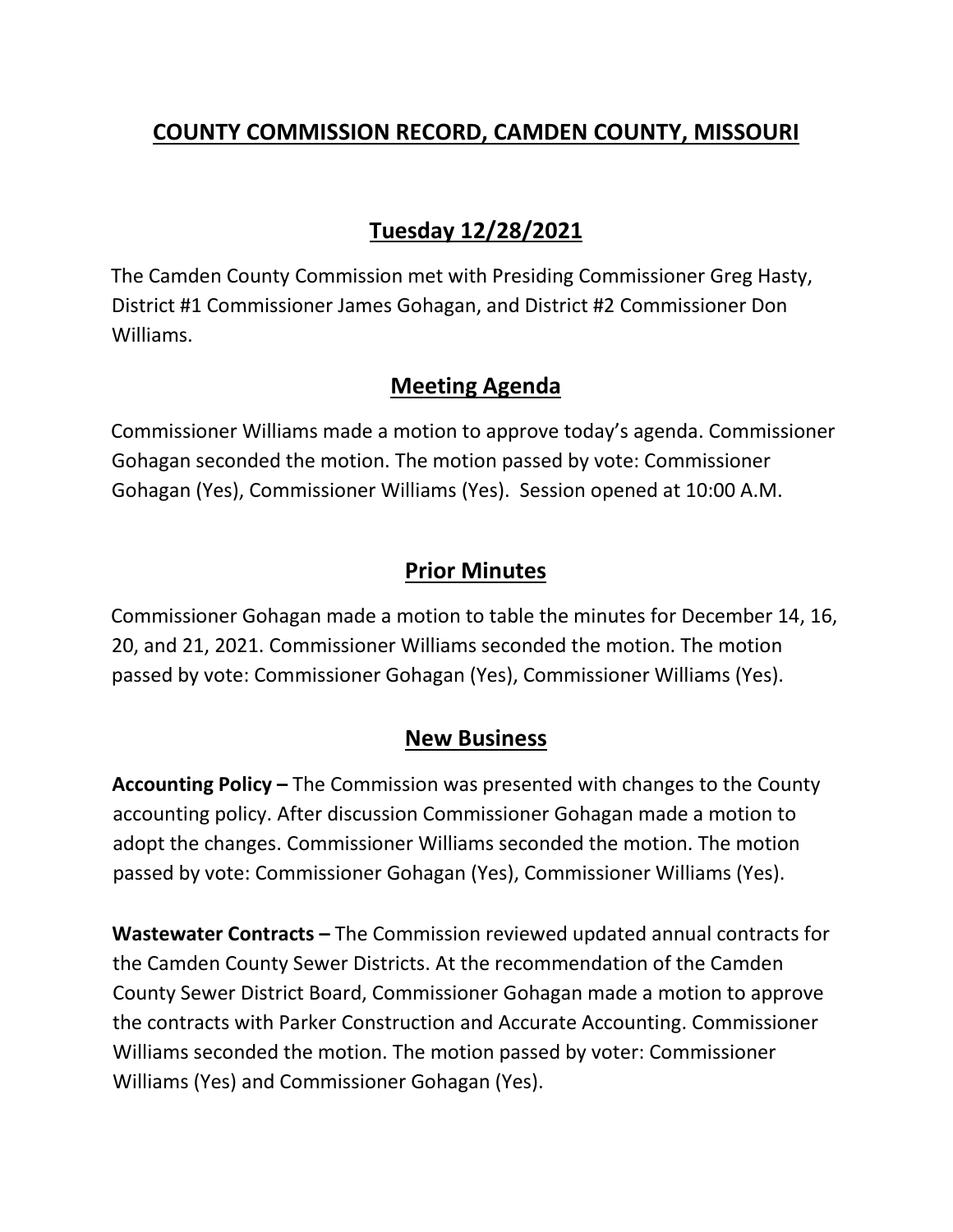# COUNTY COMMISSION RECORD, CAMDEN COUNTY, MISSOURI

## Tuesday 12/28/2021

The Camden County Commission met with Presiding Commissioner Greg Hasty, District #1 Commissioner James Gohagan, and District #2 Commissioner Don Williams.

## Meeting Agenda

Commissioner Williams made a motion to approve today's agenda. Commissioner Gohagan seconded the motion. The motion passed by vote: Commissioner Gohagan (Yes), Commissioner Williams (Yes). Session opened at 10:00 A.M.

## Prior Minutes

Commissioner Gohagan made a motion to table the minutes for December 14, 16, 20, and 21, 2021. Commissioner Williams seconded the motion. The motion passed by vote: Commissioner Gohagan (Yes), Commissioner Williams (Yes).

## New Business

**Accounting Policy –** The Commission was presented with changes to the County accounting policy. After discussion Commissioner Gohagan made a motion to adopt the changes. Commissioner Williams seconded the motion. The motion passed by vote: Commissioner Gohagan (Yes), Commissioner Williams (Yes).

**Wastewater Contracts –** The Commission reviewed updated annual contracts for the Camden County Sewer Districts. At the recommendation of the Camden County Sewer District Board, Commissioner Gohagan made a motion to approve the contracts with Parker Construction and Accurate Accounting. Commissioner Williams seconded the motion. The motion passed by voter: Commissioner Williams (Yes) and Commissioner Gohagan (Yes).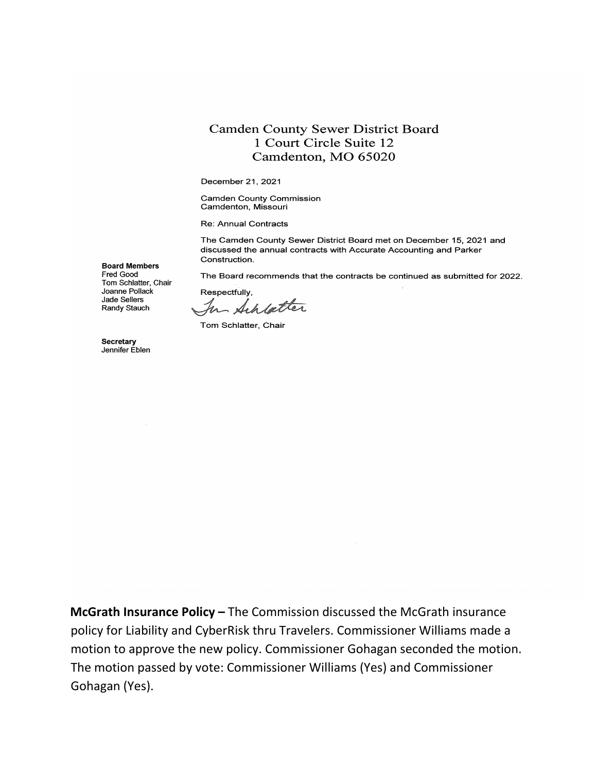# Camden County Sewer District Board
1 Court Circle Suite 12
Camdenton, MO 65020

December 21, 2021

Camden County Commission
Camdenton, Missouri

Re: Annual Contracts

The Camden County Sewer District Board met on December 15, 2021 and discussed the annual contracts with Accurate Accounting and Parker Construction.

The Board recommends that the contracts be continued as submitted for 2022.

Respectfully,

Tom Schlatter

Tom Schlatter, Chair

**Board Members**
Fred Good
Tom Schlatter, Chair
Joanne Pollack
Jade Sellers
Randy Stauch

**Secretary**
Jennifer Eblen

**McGrath Insurance Policy –** The Commission discussed the McGrath insurance policy for Liability and CyberRisk thru Travelers. Commissioner Williams made a motion to approve the new policy. Commissioner Gohagan seconded the motion. The motion passed by vote: Commissioner Williams (Yes) and Commissioner Gohagan (Yes).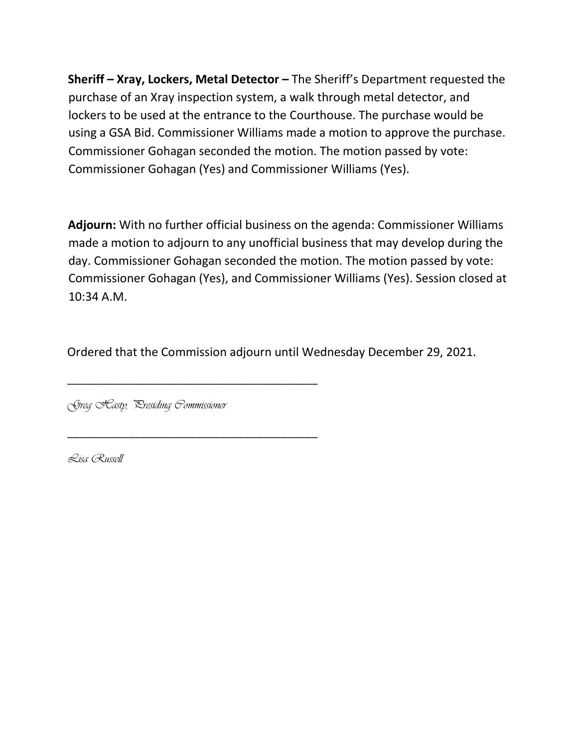**Sheriff – Xray, Lockers, Metal Detector –** The Sheriff's Department requested the purchase of an Xray inspection system, a walk through metal detector, and lockers to be used at the entrance to the Courthouse. The purchase would be using a GSA Bid. Commissioner Williams made a motion to approve the purchase. Commissioner Gohagan seconded the motion. The motion passed by vote: Commissioner Gohagan (Yes) and Commissioner Williams (Yes).

**Adjourn:** With no further official business on the agenda: Commissioner Williams made a motion to adjourn to any unofficial business that may develop during the day. Commissioner Gohagan seconded the motion. The motion passed by vote: Commissioner Gohagan (Yes), and Commissioner Williams (Yes). Session closed at 10:34 A.M.

Ordered that the Commission adjourn until Wednesday December 29, 2021.

\_\_\_\_\_\_\_\_\_\_\_\_\_\_\_\_\_\_\_\_\_\_\_\_\_\_\_\_\_\_\_\_\_\_\_\_\_\_\_\_

*Greg Hasty, Presiding Commissioner*

\_\_\_\_\_\_\_\_\_\_\_\_\_\_\_\_\_\_\_\_\_\_\_\_\_\_\_\_\_\_\_\_\_\_\_\_\_\_\_\_

*Lisa Russell*